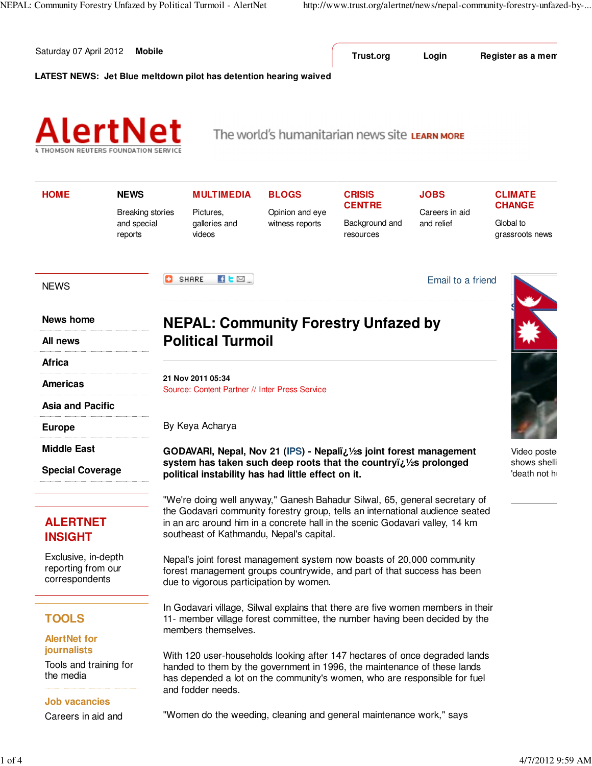Saturday 07 April 2012 **Mobile**

Trust.org | Login | Register as a mem

**LATEST NEWS: Jet Blue meltdown pilot has detention hearing waived**

# AlertNet

A THOMSON REUTERS FOUNDATION SERVICE

The world's humanitarian news site LEARN MORE

**HOME**

**NEWS** Breaking stories and special reports

**MULTIMEDIA** Pictures, galleries and videos

**BLOGS** Opinion and eye witness reports

**CRISIS CENTRE** Background and resources

**JOBS** Careers in aid and relief

**CLIMATE CHANGE** Global to grassroots news

NEWS

- **News home**
- **All news**
- **Africa**
- **Americas**
- **Asia and Pacific**
- **Europe**
- **Middle East**
- **Special Coverage**

**ALERTNET INSIGHT**

Exclusive, in-depth reporting from our correspondents

**TOOLS**

**AlertNet for journalists**

Tools and training for the media

**Job vacancies**

Careers in aid and

SHARE

Email to a friend

# NEPAL: Community Forestry Unfazed by Political Turmoil

**21 Nov 2011 05:34**

Source: Content Partner // Inter Press Service

By Keya Acharya

**GODAVARI, Nepal, Nov 21 (IPS) - Nepalï¿½s joint forest management system has taken such deep roots that the countryï¿½s prolonged political instability has had little effect on it.**

"We're doing well anyway," Ganesh Bahadur Silwal, 65, general secretary of the Godavari community forestry group, tells an international audience seated in an arc around him in a concrete hall in the scenic Godavari valley, 14 km southeast of Kathmandu, Nepal's capital.

Nepal's joint forest management system now boasts of 20,000 community forest management groups countrywide, and part of that success has been due to vigorous participation by women.

In Godavari village, Silwal explains that there are five women members in their 11- member village forest committee, the number having been decided by the members themselves.

With 120 user-households looking after 147 hectares of once degraded lands handed to them by the government in 1996, the maintenance of these lands has depended a lot on the community's women, who are responsible for fuel and fodder needs.

"Women do the weeding, cleaning and general maintenance work," says

Video poste shows shelli 'death not h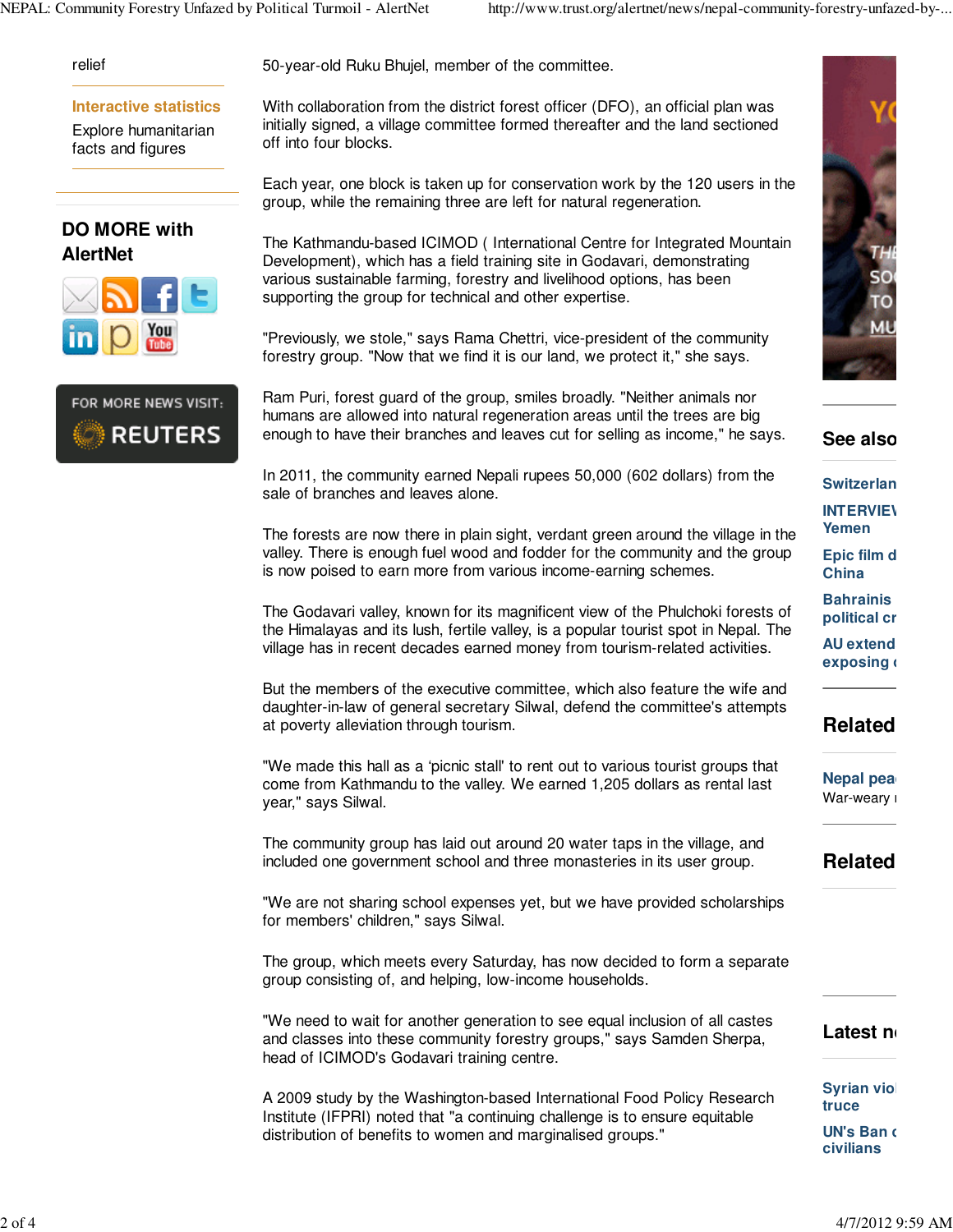50-year-old Ruku Bhujel, member of the committee.

With collaboration from the district forest officer (DFO), an official plan was initially signed, a village committee formed thereafter and the land sectioned off into four blocks.

Each year, one block is taken up for conservation work by the 120 users in the group, while the remaining three are left for natural regeneration.

The Kathmandu-based ICIMOD ( International Centre for Integrated Mountain Development), which has a field training site in Godavari, demonstrating various sustainable farming, forestry and livelihood options, has been supporting the group for technical and other expertise.

"Previously, we stole," says Rama Chettri, vice-president of the community forestry group. "Now that we find it is our land, we protect it," she says.

Ram Puri, forest guard of the group, smiles broadly. "Neither animals nor humans are allowed into natural regeneration areas until the trees are big enough to have their branches and leaves cut for selling as income," he says.

In 2011, the community earned Nepali rupees 50,000 (602 dollars) from the sale of branches and leaves alone.

The forests are now there in plain sight, verdant green around the village in the valley. There is enough fuel wood and fodder for the community and the group is now poised to earn more from various income-earning schemes.

The Godavari valley, known for its magnificent view of the Phulchoki forests of the Himalayas and its lush, fertile valley, is a popular tourist spot in Nepal. The village has in recent decades earned money from tourism-related activities.

But the members of the executive committee, which also feature the wife and daughter-in-law of general secretary Silwal, defend the committee's attempts at poverty alleviation through tourism.

"We made this hall as a 'picnic stall' to rent out to various tourist groups that come from Kathmandu to the valley. We earned 1,205 dollars as rental last year," says Silwal.

The community group has laid out around 20 water taps in the village, and included one government school and three monasteries in its user group.

"We are not sharing school expenses yet, but we have provided scholarships for members' children," says Silwal.

The group, which meets every Saturday, has now decided to form a separate group consisting of, and helping, low-income households.

"We need to wait for another generation to see equal inclusion of all castes and classes into these community forestry groups," says Samden Sherpa, head of ICIMOD's Godavari training centre.

A 2009 study by the Washington-based International Food Policy Research Institute (IFPRI) noted that "a continuing challenge is to ensure equitable distribution of benefits to women and marginalised groups."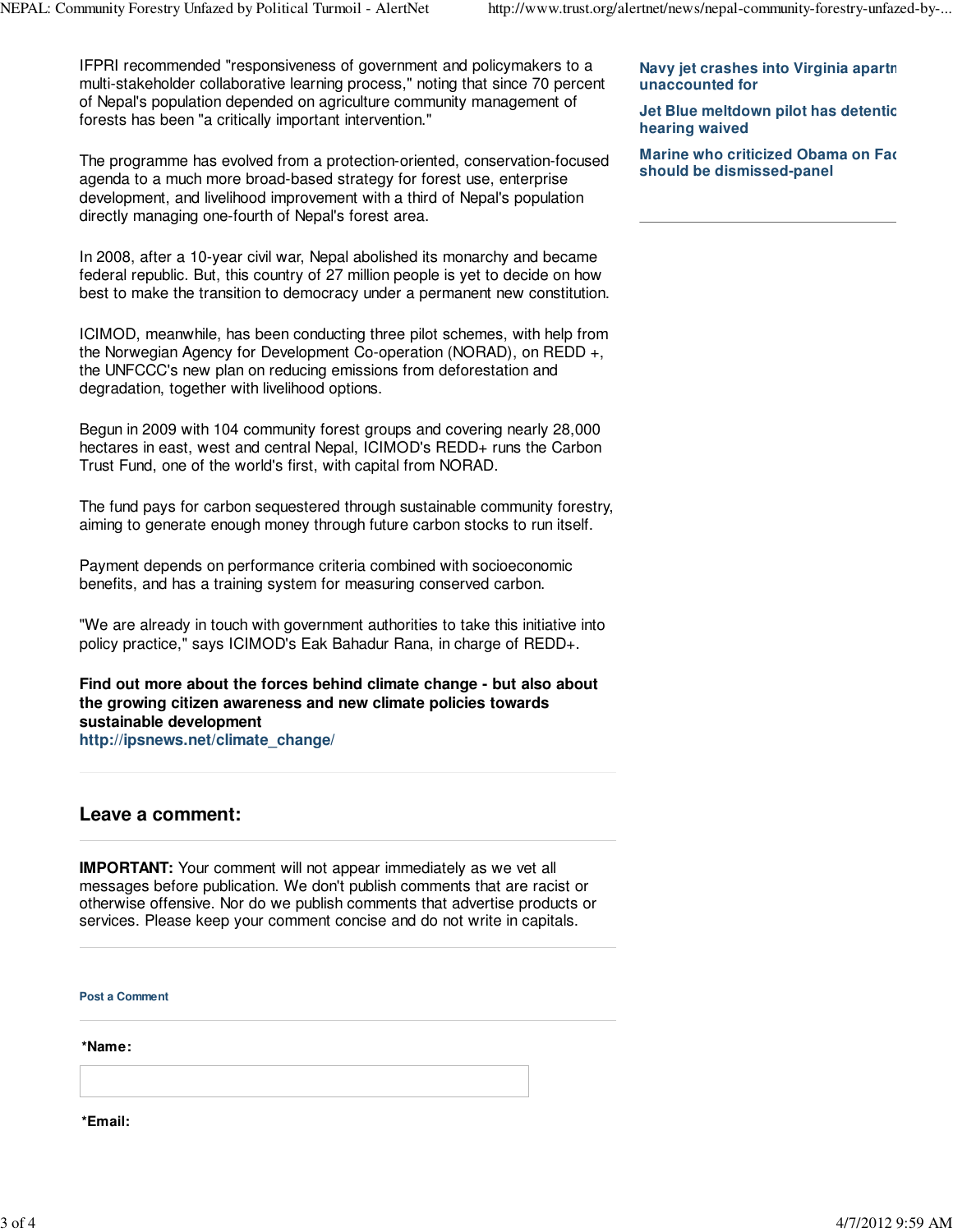IFPRI recommended "responsiveness of government and policymakers to a multi-stakeholder collaborative learning process," noting that since 70 percent of Nepal's population depended on agriculture community management of forests has been "a critically important intervention."

The programme has evolved from a protection-oriented, conservation-focused agenda to a much more broad-based strategy for forest use, enterprise development, and livelihood improvement with a third of Nepal's population directly managing one-fourth of Nepal's forest area.

In 2008, after a 10-year civil war, Nepal abolished its monarchy and became federal republic. But, this country of 27 million people is yet to decide on how best to make the transition to democracy under a permanent new constitution.

ICIMOD, meanwhile, has been conducting three pilot schemes, with help from the Norwegian Agency for Development Co-operation (NORAD), on REDD +, the UNFCCC's new plan on reducing emissions from deforestation and degradation, together with livelihood options.

Begun in 2009 with 104 community forest groups and covering nearly 28,000 hectares in east, west and central Nepal, ICIMOD's REDD+ runs the Carbon Trust Fund, one of the world's first, with capital from NORAD.

The fund pays for carbon sequestered through sustainable community forestry, aiming to generate enough money through future carbon stocks to run itself.

Payment depends on performance criteria combined with socioeconomic benefits, and has a training system for measuring conserved carbon.

"We are already in touch with government authorities to take this initiative into policy practice," says ICIMOD's Eak Bahadur Rana, in charge of REDD+.

**Find out more about the forces behind climate change - but also about the growing citizen awareness and new climate policies towards sustainable development**
**http://ipsnews.net/climate_change/**

## Leave a comment:

**IMPORTANT:** Your comment will not appear immediately as we vet all messages before publication. We don't publish comments that are racist or otherwise offensive. Nor do we publish comments that advertise products or services. Please keep your comment concise and do not write in capitals.

**Post a Comment**

**\*Name:**

**\*Email:**

**Navy jet crashes into Virginia apartm unaccounted for**

**Jet Blue meltdown pilot has detentic hearing waived**

**Marine who criticized Obama on Fac should be dismissed-panel**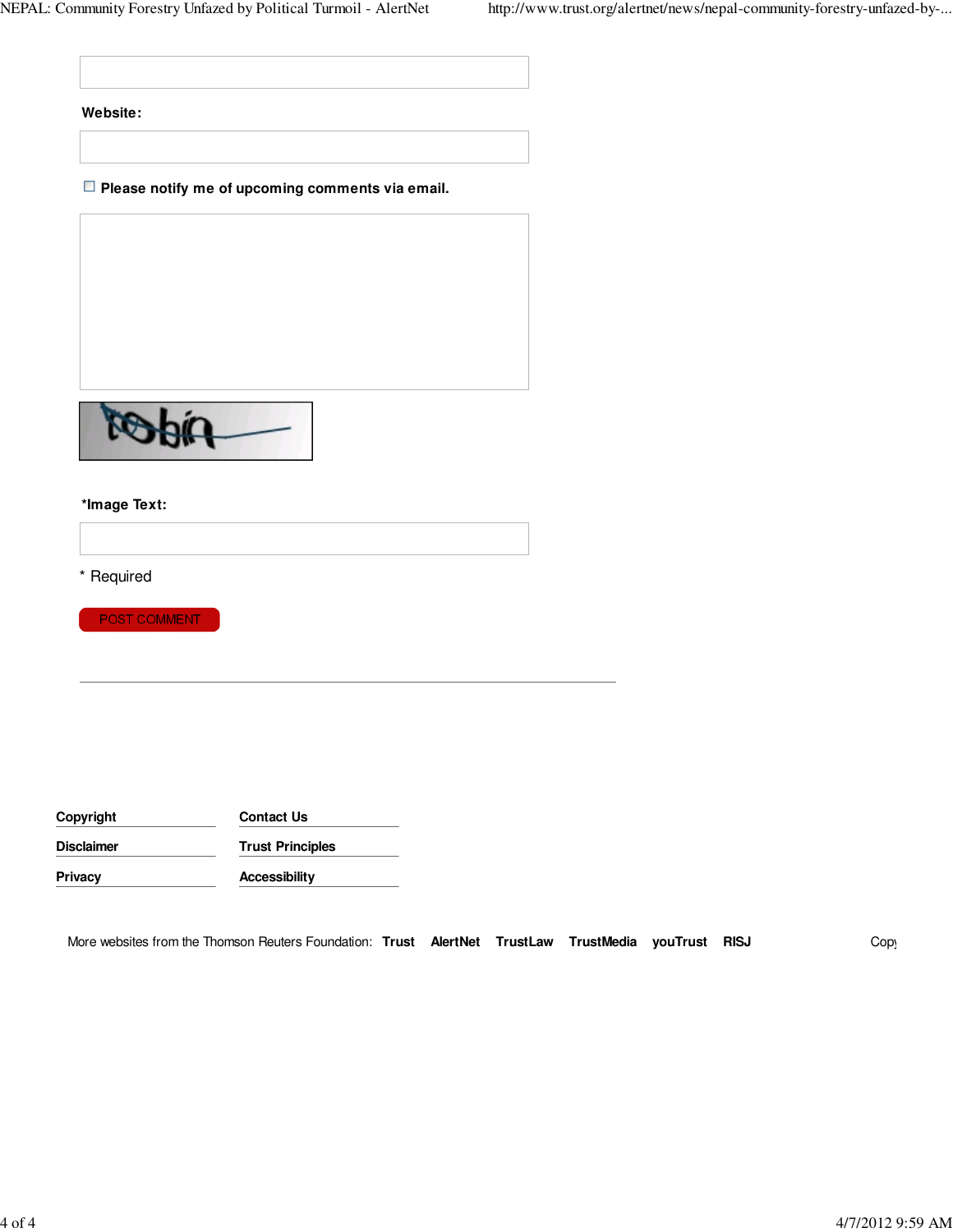**Website:**

☐ **Please notify me of upcoming comments via email.**

***Image Text:**

\* Required

POST COMMENT

**Copyright**

**Disclaimer**

**Privacy**

**Contact Us**

**Trust Principles**

**Accessibility**

More websites from the Thomson Reuters Foundation: **Trust** **AlertNet** **TrustLaw** **TrustMedia** **youTrust** **RISJ** Copy